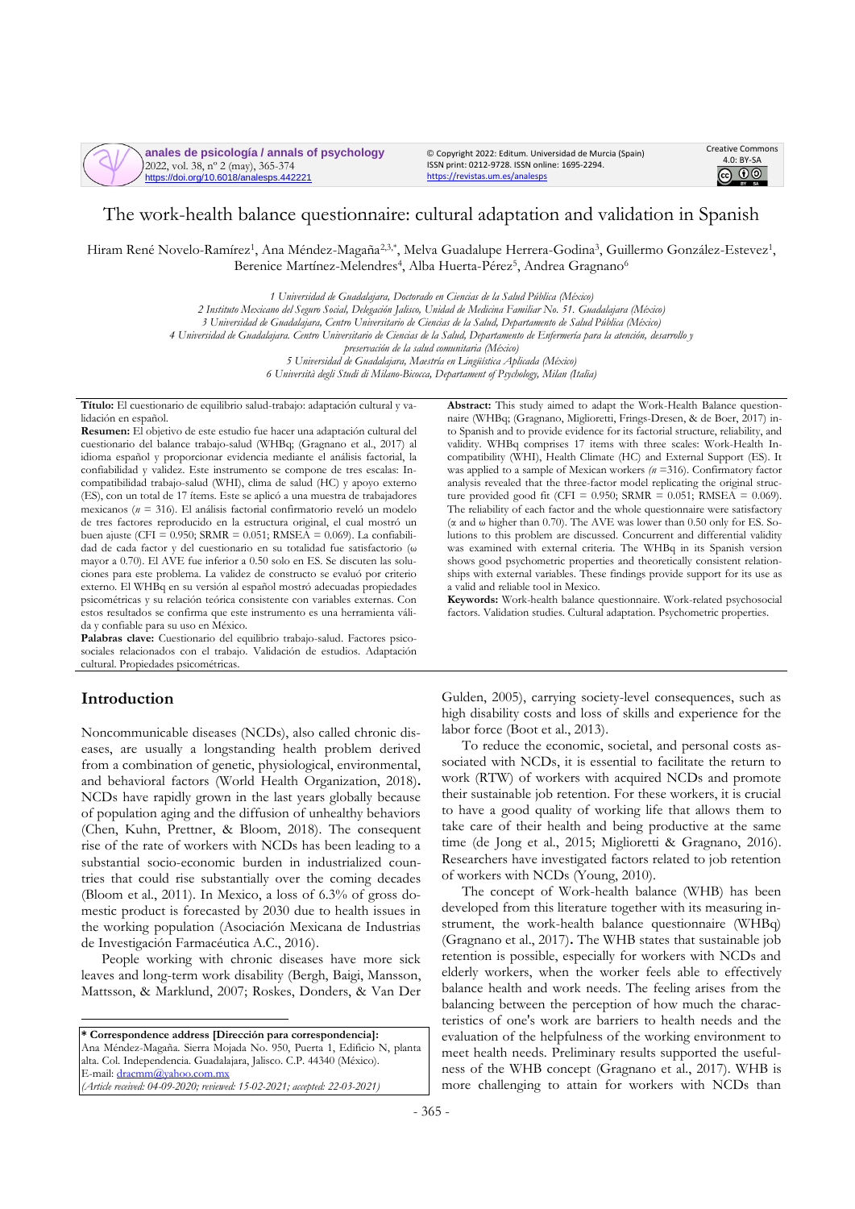# The work-health balance questionnaire: cultural adaptation and validation in Spanish

Hiram René Novelo-Ramírez[1], Ana Méndez-Magaña[2,3,*], Melva Guadalupe Herrera-Godina[3], Guillermo González-Estevez[1], Berenice Martínez-Melendres[4], Alba Huerta-Pérez[5], Andrea Gragnano[6]

*1 Universidad de Guadalajara, Doctorado en Ciencias de la Salud Pública (México)*
*2 Instituto Mexicano del Seguro Social, Delegación Jalisco, Unidad de Medicina Familiar No. 51. Guadalajara (México)*
*3 Universidad de Guadalajara, Centro Universitario de Ciencias de la Salud, Departamento de Salud Pública (México)*
*4 Universidad de Guadalajara. Centro Universitario de Ciencias de la Salud, Departamento de Enfermería para la atención, desarrollo y preservación de la salud comunitaria (México)*
*5 Universidad de Guadalajara, Maestría en Lingüística Aplicada (México)*
*6 Università degli Studi di Milano-Bicocca, Departament of Psychology, Milan (Italy)*

**Título:** El cuestionario de equilibrio salud-trabajo: adaptación cultural y validación en español.

**Resumen:** El objetivo de este estudio fue hacer una adaptación cultural del cuestionario del balance trabajo-salud (WHBq; Gragnano et al., 2017) al idioma español y proporcionar evidencia mediante el análisis factorial, la confiabilidad y validez. Este instrumento se compone de tres escalas: Incompatibilidad trabajo-salud (WHI), clima de salud (HC) y apoyo externo (ES), con un total de 17 ítems. Este se aplicó a una muestra de trabajadores mexicanos ($n$ = 316). El análisis factorial confirmatorio reveló un modelo de tres factores reproducido en la estructura original, el cual mostró un buen ajuste (CFI = 0.950; SRMR = 0.051; RMSEA = 0.069). La confiabilidad de cada factor y del cuestionario en su totalidad fue satisfactorio (ω mayor a 0.70). El AVE fue inferior a 0.50 solo en ES. Se discuten las soluciones para este problema. La validez de constructo se evaluó por criterio externo. El WHBq en su versión al español mostró adecuadas propiedades psicométricas y su relación teórica consistente con variables externas. Con estos resultados se confirma que este instrumento es una herramienta válida y confiable para su uso en México.

**Palabras clave:** Cuestionario del equilibrio trabajo-salud. Factores psicosociales relacionados con el trabajo. Validación de estudios. Adaptación cultural. Propiedades psicométricas.

**Abstract:** This study aimed to adapt the Work-Health Balance questionnaire (WHBq; (Gragnano, Miglioretti, Frings-Dresen, & de Boer, 2017) into Spanish and to provide evidence for its factorial structure, reliability, and validity. WHBq comprises 17 items with three scales: Work-Health Incompatibility (WHI), Health Climate (HC) and External Support (ES). It was applied to a sample of Mexican workers ($n$ =316). Confirmatory factor analysis revealed that the three-factor model replicating the original structure provided good fit (CFI = 0.950; SRMR = 0.051; RMSEA = 0.069). The reliability of each factor and the whole questionnaire were satisfactory (α and ω higher than 0.70). The AVE was lower than 0.50 only for ES. Solutions to this problem are discussed. Concurrent and differential validity was examined with external criteria. The WHBq in its Spanish version shows good psychometric properties and theoretically consistent relationships with external variables. These findings provide support for its use as a valid and reliable tool in Mexico.

**Keywords:** Work-health balance questionnaire. Work-related psychosocial factors. Validation studies. Cultural adaptation. Psychometric properties.

## Introduction

Noncommunicable diseases (NCDs), also called chronic diseases, are usually a longstanding health problem derived from a combination of genetic, physiological, environmental, and behavioral factors (World Health Organization, 2018). NCDs have rapidly grown in the last years globally because of population aging and the diffusion of unhealthy behaviors (Chen, Kuhn, Prettner, & Bloom, 2018). The consequent rise of the rate of workers with NCDs has been leading to a substantial socio-economic burden in industrialized countries that could rise substantially over the coming decades (Bloom et al., 2011). In Mexico, a loss of 6.3% of gross domestic product is forecasted by 2030 due to health issues in the working population (Asociación Mexicana de Industrias de Investigación Farmacéutica A.C., 2016).

People working with chronic diseases have more sick leaves and long-term work disability (Bergh, Baigi, Mansson, Mattsson, & Marklund, 2007; Roskes, Donders, & Van Der Gulden, 2005), carrying society-level consequences, such as high disability costs and loss of skills and experience for the labor force (Boot et al., 2013).

To reduce the economic, societal, and personal costs associated with NCDs, it is essential to facilitate the return to work (RTW) of workers with acquired NCDs and promote their sustainable job retention. For these workers, it is crucial to have a good quality of working life that allows them to take care of their health and being productive at the same time (de Jong et al., 2015; Miglioretti & Gragnano, 2016). Researchers have investigated factors related to job retention of workers with NCDs (Young, 2010).

The concept of Work-health balance (WHB) has been developed from this literature together with its measuring instrument, the work-health balance questionnaire (WHBq) (Gragnano et al., 2017). The WHB states that sustainable job retention is possible, especially for workers with NCDs and elderly workers, when the worker feels able to effectively balance health and work needs. The feeling arises from the balancing between the perception of how much the characteristics of one's work are barriers to health needs and the evaluation of the helpfulness of the working environment to meet health needs. Preliminary results supported the usefulness of the WHB concept (Gragnano et al., 2017). WHB is more challenging to attain for workers with NCDs than

---

**\* Correspondence address [Dirección para correspondencia]:**
Ana Méndez-Magaña. Sierra Mojada No. 950, Puerta 1, Edificio N, planta alta. Col. Independencia. Guadalajara, Jalisco. C.P. 44340 (México).
E-mail: dracmm@yahoo.com.mx
*(Article received: 04-09-2020; reviewed: 15-02-2021; accepted: 22-03-2021)*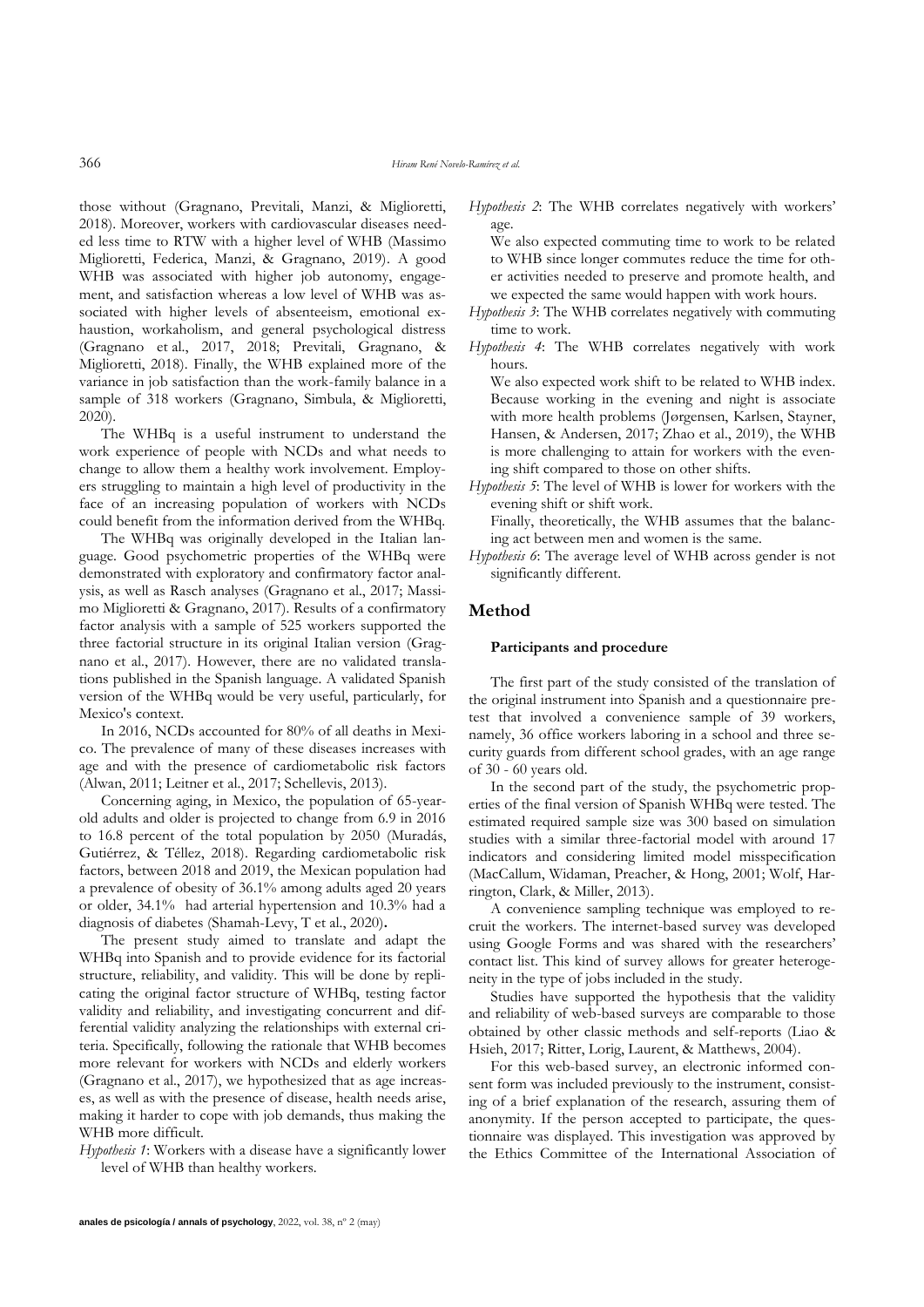those without (Gragnano, Previtali, Manzi, & Miglioretti, 2018). Moreover, workers with cardiovascular diseases needed less time to RTW with a higher level of WHB (Massimo Miglioretti, Federica, Manzi, & Gragnano, 2019). A good WHB was associated with higher job autonomy, engagement, and satisfaction whereas a low level of WHB was associated with higher levels of absenteeism, emotional exhaustion, workaholism, and general psychological distress (Gragnano et al., 2017, 2018; Previtali, Gragnano, & Miglioretti, 2018). Finally, the WHB explained more of the variance in job satisfaction than the work-family balance in a sample of 318 workers (Gragnano, Simbula, & Miglioretti, 2020).

The WHBq is a useful instrument to understand the work experience of people with NCDs and what needs to change to allow them a healthy work involvement. Employers struggling to maintain a high level of productivity in the face of an increasing population of workers with NCDs could benefit from the information derived from the WHBq.

The WHBq was originally developed in the Italian language. Good psychometric properties of the WHBq were demonstrated with exploratory and confirmatory factor analysis, as well as Rasch analyses (Gragnano et al., 2017; Massimo Miglioretti & Gragnano, 2017). Results of a confirmatory factor analysis with a sample of 525 workers supported the three factorial structure in its original Italian version (Gragnano et al., 2017). However, there are no validated translations published in the Spanish language. A validated Spanish version of the WHBq would be very useful, particularly, for Mexico's context.

In 2016, NCDs accounted for 80% of all deaths in Mexico. The prevalence of many of these diseases increases with age and with the presence of cardiometabolic risk factors (Alwan, 2011; Leitner et al., 2017; Schellevis, 2013).

Concerning aging, in Mexico, the population of 65-year-old adults and older is projected to change from 6.9 in 2016 to 16.8 percent of the total population by 2050 (Muradás, Gutiérrez, & Téllez, 2018). Regarding cardiometabolic risk factors, between 2018 and 2019, the Mexican population had a prevalence of obesity of 36.1% among adults aged 20 years or older, 34.1% had arterial hypertension and 10.3% had a diagnosis of diabetes (Shamah-Levy, T et al., 2020).

The present study aimed to translate and adapt the WHBq into Spanish and to provide evidence for its factorial structure, reliability, and validity. This will be done by replicating the original factor structure of WHBq, testing factor validity and reliability, and investigating concurrent and differential validity analyzing the relationships with external criteria. Specifically, following the rationale that WHB becomes more relevant for workers with NCDs and elderly workers (Gragnano et al., 2017), we hypothesized that as age increases, as well as with the presence of disease, health needs arise, making it harder to cope with job demands, thus making the WHB more difficult.

*Hypothesis 1*: Workers with a disease have a significantly lower level of WHB than healthy workers.

*Hypothesis 2*: The WHB correlates negatively with workers' age.

We also expected commuting time to work to be related to WHB since longer commutes reduce the time for other activities needed to preserve and promote health, and we expected the same would happen with work hours.

*Hypothesis 3*: The WHB correlates negatively with commuting time to work.

*Hypothesis 4*: The WHB correlates negatively with work hours.

We also expected work shift to be related to WHB index. Because working in the evening and night is associate with more health problems (Jørgensen, Karlsen, Stayner, Hansen, & Andersen, 2017; Zhao et al., 2019), the WHB is more challenging to attain for workers with the evening shift compared to those on other shifts.

*Hypothesis 5*: The level of WHB is lower for workers with the evening shift or shift work.

Finally, theoretically, the WHB assumes that the balancing act between men and women is the same.

*Hypothesis 6*: The average level of WHB across gender is not significantly different.

## Method

### Participants and procedure

The first part of the study consisted of the translation of the original instrument into Spanish and a questionnaire pretest that involved a convenience sample of 39 workers, namely, 36 office workers laboring in a school and three security guards from different school grades, with an age range of 30 - 60 years old.

In the second part of the study, the psychometric properties of the final version of Spanish WHBq were tested. The estimated required sample size was 300 based on simulation studies with a similar three-factorial model with around 17 indicators and considering limited model misspecification (MacCallum, Widaman, Preacher, & Hong, 2001; Wolf, Harrington, Clark, & Miller, 2013).

A convenience sampling technique was employed to recruit the workers. The internet-based survey was developed using Google Forms and was shared with the researchers' contact list. This kind of survey allows for greater heterogeneity in the type of jobs included in the study.

Studies have supported the hypothesis that the validity and reliability of web-based surveys are comparable to those obtained by other classic methods and self-reports (Liao & Hsieh, 2017; Ritter, Lorig, Laurent, & Matthews, 2004).

For this web-based survey, an electronic informed consent form was included previously to the instrument, consisting of a brief explanation of the research, assuring them of anonymity. If the person accepted to participate, the questionnaire was displayed. This investigation was approved by the Ethics Committee of the International Association of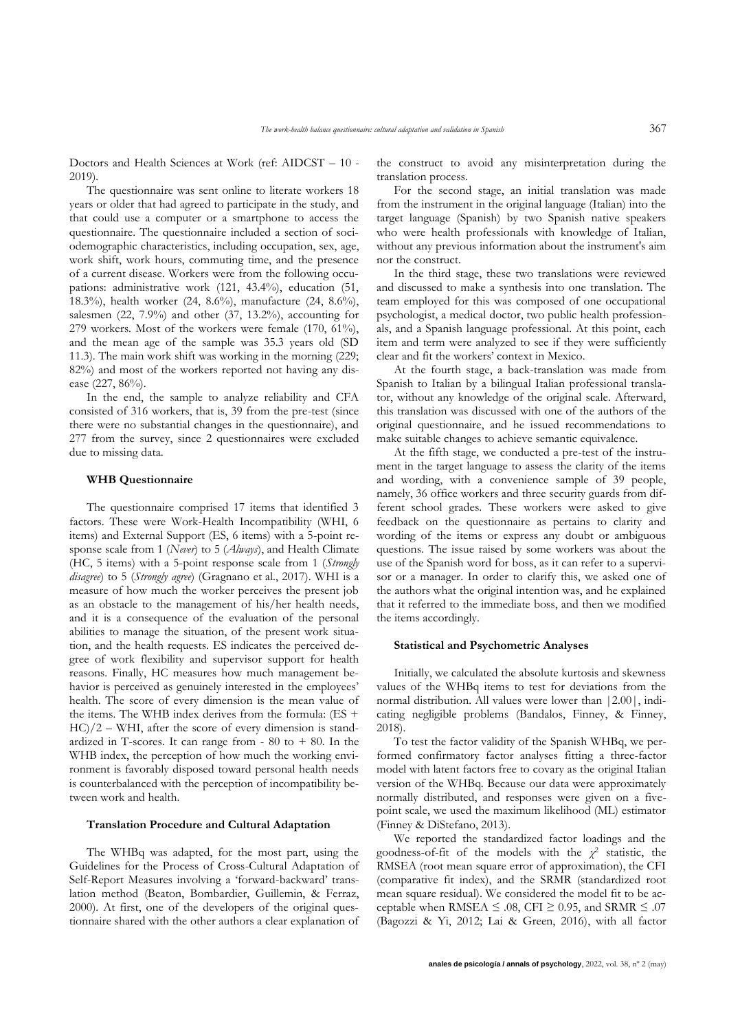Doctors and Health Sciences at Work (ref: AIDCST – 10 - 2019).

The questionnaire was sent online to literate workers 18 years or older that had agreed to participate in the study, and that could use a computer or a smartphone to access the questionnaire. The questionnaire included a section of sociodemographic characteristics, including occupation, sex, age, work shift, work hours, commuting time, and the presence of a current disease. Workers were from the following occupations: administrative work (121, 43.4%), education (51, 18.3%), health worker (24, 8.6%), manufacture (24, 8.6%), salesmen (22, 7.9%) and other (37, 13.2%), accounting for 279 workers. Most of the workers were female (170, 61%), and the mean age of the sample was 35.3 years old (SD 11.3). The main work shift was working in the morning (229; 82%) and most of the workers reported not having any disease (227, 86%).

In the end, the sample to analyze reliability and CFA consisted of 316 workers, that is, 39 from the pre-test (since there were no substantial changes in the questionnaire), and 277 from the survey, since 2 questionnaires were excluded due to missing data.

### WHB Questionnaire

The questionnaire comprised 17 items that identified 3 factors. These were Work-Health Incompatibility (WHI, 6 items) and External Support (ES, 6 items) with a 5-point response scale from 1 (*Never*) to 5 (*Always*), and Health Climate (HC, 5 items) with a 5-point response scale from 1 (*Strongly disagree*) to 5 (*Strongly agree*) (Gragnano et al., 2017). WHI is a measure of how much the worker perceives the present job as an obstacle to the management of his/her health needs, and it is a consequence of the evaluation of the personal abilities to manage the situation, of the present work situation, and the health requests. ES indicates the perceived degree of work flexibility and supervisor support for health reasons. Finally, HC measures how much management behavior is perceived as genuinely interested in the employees' health. The score of every dimension is the mean value of the items. The WHB index derives from the formula: (ES + HC)/2 – WHI, after the score of every dimension is standardized in T-scores. It can range from - 80 to + 80. In the WHB index, the perception of how much the working environment is favorably disposed toward personal health needs is counterbalanced with the perception of incompatibility between work and health.

### Translation Procedure and Cultural Adaptation

The WHBq was adapted, for the most part, using the Guidelines for the Process of Cross-Cultural Adaptation of Self-Report Measures involving a 'forward-backward' translation method (Beaton, Bombardier, Guillemin, & Ferraz, 2000). At first, one of the developers of the original questionnaire shared with the other authors a clear explanation of the construct to avoid any misinterpretation during the translation process.

For the second stage, an initial translation was made from the instrument in the original language (Italian) into the target language (Spanish) by two Spanish native speakers who were health professionals with knowledge of Italian, without any previous information about the instrument's aim nor the construct.

In the third stage, these two translations were reviewed and discussed to make a synthesis into one translation. The team employed for this was composed of one occupational psychologist, a medical doctor, two public health professionals, and a Spanish language professional. At this point, each item and term were analyzed to see if they were sufficiently clear and fit the workers' context in Mexico.

At the fourth stage, a back-translation was made from Spanish to Italian by a bilingual Italian professional translator, without any knowledge of the original scale. Afterward, this translation was discussed with one of the authors of the original questionnaire, and he issued recommendations to make suitable changes to achieve semantic equivalence.

At the fifth stage, we conducted a pre-test of the instrument in the target language to assess the clarity of the items and wording, with a convenience sample of 39 people, namely, 36 office workers and three security guards from different school grades. These workers were asked to give feedback on the questionnaire as pertains to clarity and wording of the items or express any doubt or ambiguous questions. The issue raised by some workers was about the use of the Spanish word for boss, as it can refer to a supervisor or a manager. In order to clarify this, we asked one of the authors what the original intention was, and he explained that it referred to the immediate boss, and then we modified the items accordingly.

### Statistical and Psychometric Analyses

Initially, we calculated the absolute kurtosis and skewness values of the WHBq items to test for deviations from the normal distribution. All values were lower than |2.00|, indicating negligible problems (Bandalos, Finney, & Finney, 2018).

To test the factor validity of the Spanish WHBq, we performed confirmatory factor analyses fitting a three-factor model with latent factors free to covary as the original Italian version of the WHBq. Because our data were approximately normally distributed, and responses were given on a five-point scale, we used the maximum likelihood (ML) estimator (Finney & DiStefano, 2013).

We reported the standardized factor loadings and the goodness-of-fit of the models with the $\chi^2$ statistic, the RMSEA (root mean square error of approximation), the CFI (comparative fit index), and the SRMR (standardized root mean square residual). We considered the model fit to be acceptable when RMSEA $\leq$ .08, CFI $\geq$ 0.95, and SRMR $\leq$ .07 (Bagozzi & Yi, 2012; Lai & Green, 2016), with all factor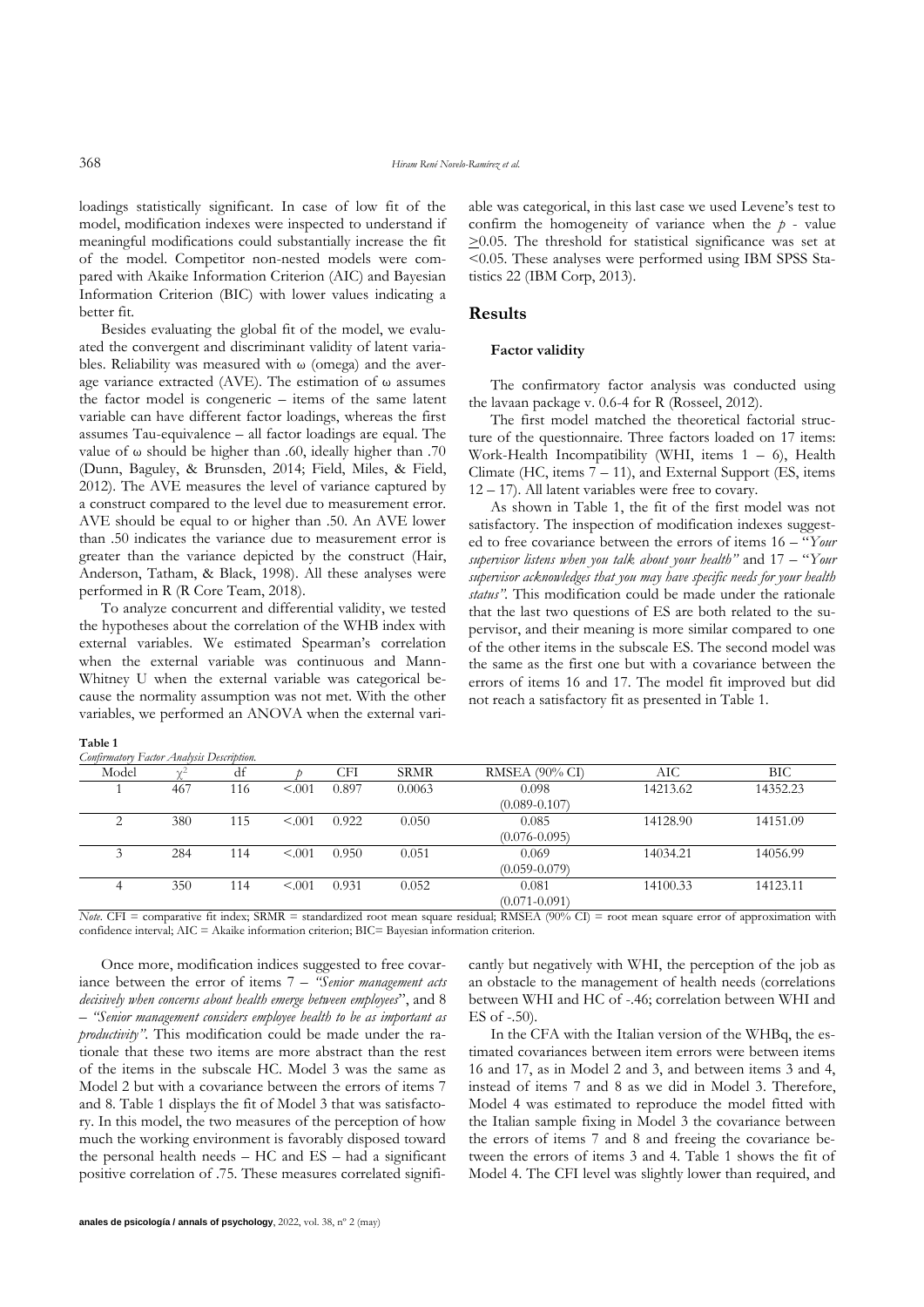loadings statistically significant. In case of low fit of the model, modification indexes were inspected to understand if meaningful modifications could substantially increase the fit of the model. Competitor non-nested models were compared with Akaike Information Criterion (AIC) and Bayesian Information Criterion (BIC) with lower values indicating a better fit.

Besides evaluating the global fit of the model, we evaluated the convergent and discriminant validity of latent variables. Reliability was measured with ω (omega) and the average variance extracted (AVE). The estimation of ω assumes the factor model is congeneric – items of the same latent variable can have different factor loadings, whereas the first assumes Tau-equivalence – all factor loadings are equal. The value of ω should be higher than .60, ideally higher than .70 (Dunn, Baguley, & Brunsden, 2014; Field, Miles, & Field, 2012). The AVE measures the level of variance captured by a construct compared to the level due to measurement error. AVE should be equal to or higher than .50. An AVE lower than .50 indicates the variance due to measurement error is greater than the variance depicted by the construct (Hair, Anderson, Tatham, & Black, 1998). All these analyses were performed in R (R Core Team, 2018).

To analyze concurrent and differential validity, we tested the hypotheses about the correlation of the WHB index with external variables. We estimated Spearman's correlation when the external variable was continuous and Mann-Whitney U when the external variable was categorical because the normality assumption was not met. With the other variables, we performed an ANOVA when the external variable was categorical, in this last case we used Levene's test to confirm the homogeneity of variance when the $p$ - value $\geq$0.05. The threshold for statistical significance was set at <0.05. These analyses were performed using IBM SPSS Statistics 22 (IBM Corp, 2013).

## Results

### Factor validity

The confirmatory factor analysis was conducted using the lavaan package v. 0.6-4 for R (Rosseel, 2012).

The first model matched the theoretical factorial structure of the questionnaire. Three factors loaded on 17 items: Work-Health Incompatibility (WHI, items 1 – 6), Health Climate (HC, items 7 – 11), and External Support (ES, items 12 – 17). All latent variables were free to covary.

As shown in Table 1, the fit of the first model was not satisfactory. The inspection of modification indexes suggested to free covariance between the errors of items 16 – "*Your supervisor listens when you talk about your health"* and 17 – "*Your supervisor acknowledges that you may have specific needs for your health status"*. This modification could be made under the rationale that the last two questions of ES are both related to the supervisor, and their meaning is more similar compared to one of the other items in the subscale ES. The second model was the same as the first one but with a covariance between the errors of items 16 and 17. The model fit improved but did not reach a satisfactory fit as presented in Table 1.

**Table 1**
*Confirmatory Factor Analysis Description.*

| Model | $\chi^2$ | df | $p$ | CFI | SRMR | RMSEA (90% CI) | AIC | BIC |
|---|---|---|---|---|---|---|---|---|
| 1 | 467 | 116 | <.001 | 0.897 | 0.0063 | 0.098 (0.089-0.107) | 14213.62 | 14352.23 |
| 2 | 380 | 115 | <.001 | 0.922 | 0.050 | 0.085 (0.076-0.095) | 14128.90 | 14151.09 |
| 3 | 284 | 114 | <.001 | 0.950 | 0.051 | 0.069 (0.059-0.079) | 14034.21 | 14056.99 |
| 4 | 350 | 114 | <.001 | 0.931 | 0.052 | 0.081 (0.071-0.091) | 14100.33 | 14123.11 |

*Note*. CFI = comparative fit index; SRMR = standardized root mean square residual; RMSEA (90% CI) = root mean square error of approximation with confidence interval; AIC = Akaike information criterion; BIC= Bayesian information criterion.

Once more, modification indices suggested to free covariance between the error of items 7 – *"Senior management acts decisively when concerns about health emerge between employees*", and 8 – *"Senior management considers employee health to be as important as productivity"*. This modification could be made under the rationale that these two items are more abstract than the rest of the items in the subscale HC. Model 3 was the same as Model 2 but with a covariance between the errors of items 7 and 8. Table 1 displays the fit of Model 3 that was satisfactory. In this model, the two measures of the perception of how much the working environment is favorably disposed toward the personal health needs – HC and ES – had a significant positive correlation of .75. These measures correlated significantly but negatively with WHI, the perception of the job as an obstacle to the management of health needs (correlations between WHI and HC of -.46; correlation between WHI and ES of -.50).

In the CFA with the Italian version of the WHBq, the estimated covariances between item errors were between items 16 and 17, as in Model 2 and 3, and between items 3 and 4, instead of items 7 and 8 as we did in Model 3. Therefore, Model 4 was estimated to reproduce the model fitted with the Italian sample fixing in Model 3 the covariance between the errors of items 7 and 8 and freeing the covariance between the errors of items 3 and 4. Table 1 shows the fit of Model 4. The CFI level was slightly lower than required, and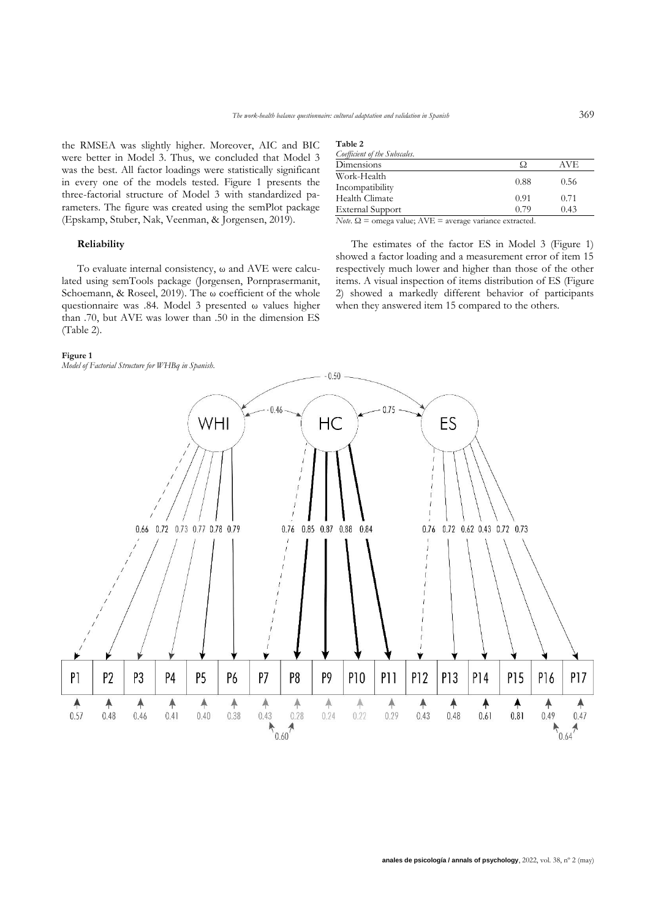the RMSEA was slightly higher. Moreover, AIC and BIC were better in Model 3. Thus, we concluded that Model 3 was the best. All factor loadings were statistically significant in every one of the models tested. Figure 1 presents the three-factorial structure of Model 3 with standardized parameters. The figure was created using the semPlot package (Epskamp, Stuber, Nak, Veenman, & Jorgensen, 2019).

### Reliability

To evaluate internal consistency, ω and AVE were calculated using semTools package (Jorgensen, Pornprasermanit, Schoemann, & Roseel, 2019). The ω coefficient of the whole questionnaire was .84. Model 3 presented ω values higher than .70, but AVE was lower than .50 in the dimension ES (Table 2).

**Table 2**
*Coefficient of the Subscales.*

| Dimensions | Ω | AVE |
|---|---|---|
| Work-Health Incompatibility | 0.88 | 0.56 |
| Health Climate | 0.91 | 0.71 |
| External Support | 0.79 | 0.43 |

*Note.* Ω = omega value; AVE = average variance extracted.

The estimates of the factor ES in Model 3 (Figure 1) showed a factor loading and a measurement error of item 15 respectively much lower and higher than those of the other items. A visual inspection of items distribution of ES (Figure 2) showed a markedly different behavior of participants when they answered item 15 compared to the others.

**Figure 1**
*Model of Factorial Structure for WHBq in Spanish.*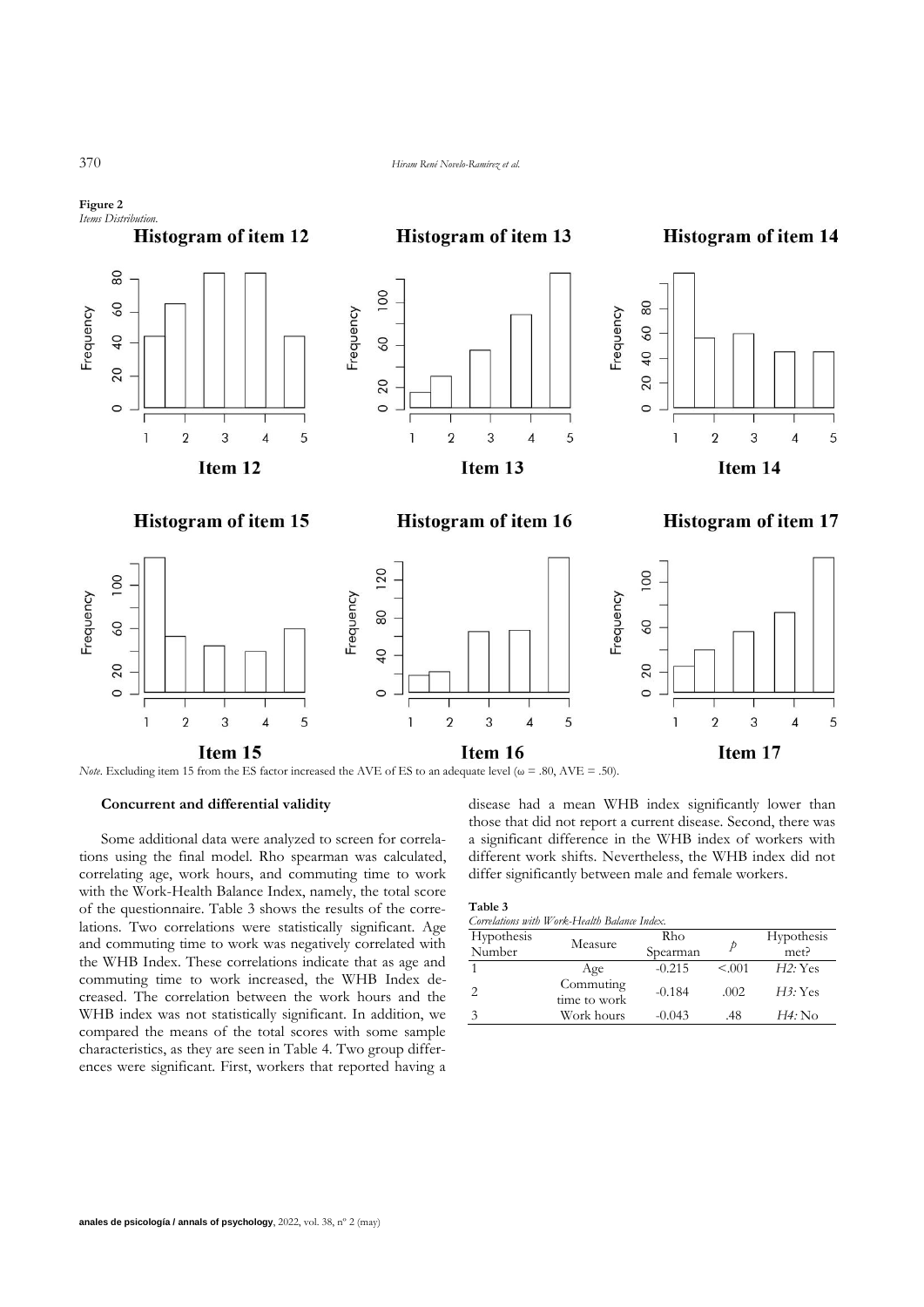**Figure 2**
*Items Distribution.*

*Note*. Excluding item 15 from the ES factor increased the AVE of ES to an adequate level (ω = .80, AVE = .50).

### Concurrent and differential validity

Some additional data were analyzed to screen for correlations using the final model. Rho spearman was calculated, correlating age, work hours, and commuting time to work with the Work-Health Balance Index, namely, the total score of the questionnaire. Table 3 shows the results of the correlations. Two correlations were statistically significant. Age and commuting time to work was negatively correlated with the WHB Index. These correlations indicate that as age and commuting time to work increased, the WHB Index decreased. The correlation between the work hours and the WHB index was not statistically significant. In addition, we compared the means of the total scores with some sample characteristics, as they are seen in Table 4. Two group differences were significant. First, workers that reported having a disease had a mean WHB index significantly lower than those that did not report a current disease. Second, there was a significant difference in the WHB index of workers with different work shifts. Nevertheless, the WHB index did not differ significantly between male and female workers.

**Table 3**
*Correlations with Work-Health Balance Index.*

| Hypothesis Number | Measure | Rho Spearman | *p* | Hypothesis met? |
|---|---|---|---|---|
| 1 | Age | -0.215 | <.001 | *H2:* Yes |
| 2 | Commuting time to work | -0.184 | .002 | *H3:* Yes |
| 3 | Work hours | -0.043 | .48 | *H4:* No |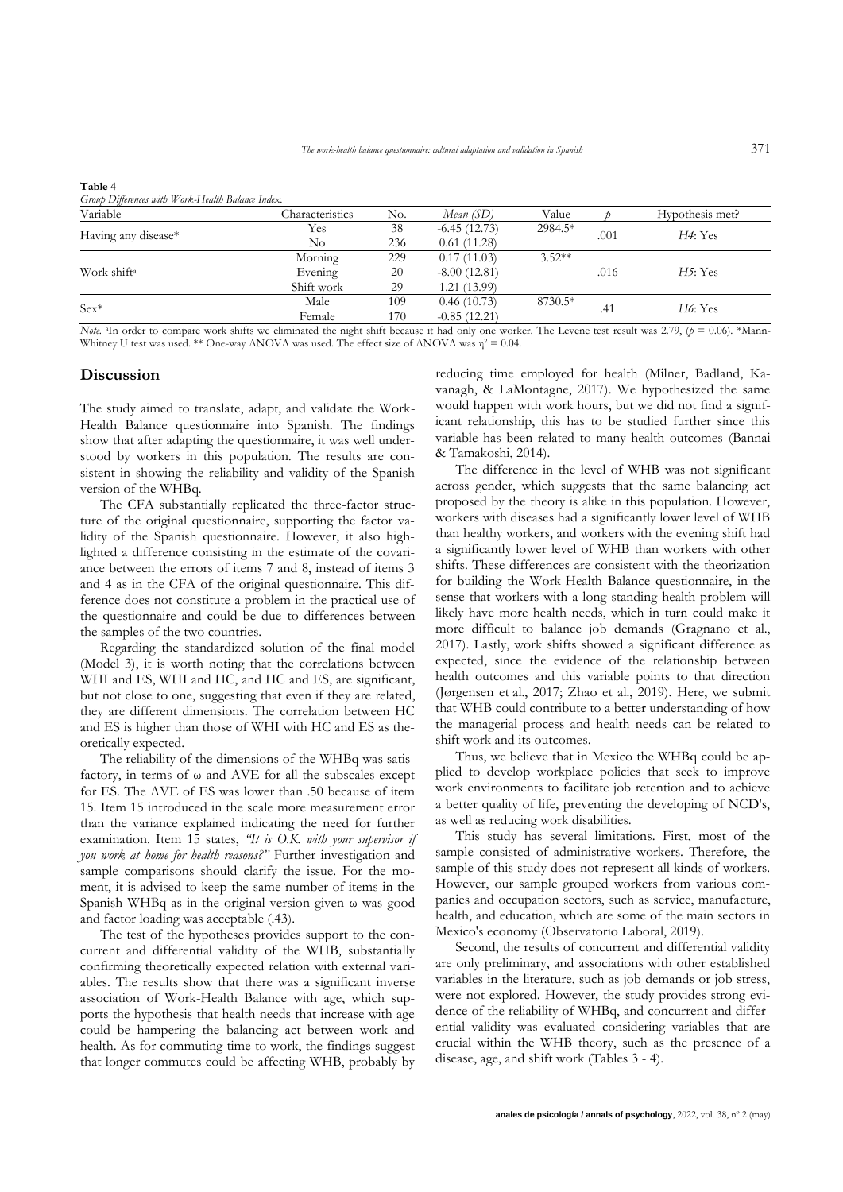**Table 4**
*Group Differences with Work-Health Balance Index.*

| Variable | Characteristics | No. | *Mean (SD)* | Value | *p* | Hypothesis met? |
|---|---|---|---|---|---|---|
| Having any disease* | Yes | 38 | -6.45 (12.73) | 2984.5* | .001 | *H4*: Yes |
| | No | 236 | 0.61 (11.28) | | | |
| Work shift[a] | Morning | 229 | 0.17 (11.03) | 3.52** | .016 | *H5*: Yes |
| | Evening | 20 | -8.00 (12.81) | | | |
| | Shift work | 29 | 1.21 (13.99) | | | |
| Sex* | Male | 109 | 0.46 (10.73) | 8730.5* | .41 | *H6*: Yes |
| | Female | 170 | -0.85 (12.21) | | | |

*Note*. [a]In order to compare work shifts we eliminated the night shift because it had only one worker. The Levene test result was 2.79, ($p$ = 0.06). *Mann-Whitney U test was used. ** One-way ANOVA was used. The effect size of ANOVA was $\eta^2 = 0.04$.

## Discussion

The study aimed to translate, adapt, and validate the Work-Health Balance questionnaire into Spanish. The findings show that after adapting the questionnaire, it was well understood by workers in this population. The results are consistent in showing the reliability and validity of the Spanish version of the WHBq.

The CFA substantially replicated the three-factor structure of the original questionnaire, supporting the factor validity of the Spanish questionnaire. However, it also highlighted a difference consisting in the estimate of the covariance between the errors of items 7 and 8, instead of items 3 and 4 as in the CFA of the original questionnaire. This difference does not constitute a problem in the practical use of the questionnaire and could be due to differences between the samples of the two countries.

Regarding the standardized solution of the final model (Model 3), it is worth noting that the correlations between WHI and ES, WHI and HC, and HC and ES, are significant, but not close to one, suggesting that even if they are related, they are different dimensions. The correlation between HC and ES is higher than those of WHI with HC and ES as theoretically expected.

The reliability of the dimensions of the WHBq was satisfactory, in terms of ω and AVE for all the subscales except for ES. The AVE of ES was lower than .50 because of item 15. Item 15 introduced in the scale more measurement error than the variance explained indicating the need for further examination. Item 15 states, *"It is O.K. with your supervisor if you work at home for health reasons?"* Further investigation and sample comparisons should clarify the issue. For the moment, it is advised to keep the same number of items in the Spanish WHBq as in the original version given ω was good and factor loading was acceptable (.43).

The test of the hypotheses provides support to the concurrent and differential validity of the WHB, substantially confirming theoretically expected relation with external variables. The results show that there was a significant inverse association of Work-Health Balance with age, which supports the hypothesis that health needs that increase with age could be hampering the balancing act between work and health. As for commuting time to work, the findings suggest that longer commutes could be affecting WHB, probably by reducing time employed for health (Milner, Badland, Kavanagh, & LaMontagne, 2017). We hypothesized the same would happen with work hours, but we did not find a significant relationship, this has to be studied further since this variable has been related to many health outcomes (Bannai & Tamakoshi, 2014).

The difference in the level of WHB was not significant across gender, which suggests that the same balancing act proposed by the theory is alike in this population. However, workers with diseases had a significantly lower level of WHB than healthy workers, and workers with the evening shift had a significantly lower level of WHB than workers with other shifts. These differences are consistent with the theorization for building the Work-Health Balance questionnaire, in the sense that workers with a long-standing health problem will likely have more health needs, which in turn could make it more difficult to balance job demands (Gragnano et al., 2017). Lastly, work shifts showed a significant difference as expected, since the evidence of the relationship between health outcomes and this variable points to that direction (Jørgensen et al., 2017; Zhao et al., 2019). Here, we submit that WHB could contribute to a better understanding of how the managerial process and health needs can be related to shift work and its outcomes.

Thus, we believe that in Mexico the WHBq could be applied to develop workplace policies that seek to improve work environments to facilitate job retention and to achieve a better quality of life, preventing the developing of NCD's, as well as reducing work disabilities.

This study has several limitations. First, most of the sample consisted of administrative workers. Therefore, the sample of this study does not represent all kinds of workers. However, our sample grouped workers from various companies and occupation sectors, such as service, manufacture, health, and education, which are some of the main sectors in Mexico's economy (Observatorio Laboral, 2019).

Second, the results of concurrent and differential validity are only preliminary, and associations with other established variables in the literature, such as job demands or job stress, were not explored. However, the study provides strong evidence of the reliability of WHBq, and concurrent and differential validity was evaluated considering variables that are crucial within the WHB theory, such as the presence of a disease, age, and shift work (Tables 3 - 4).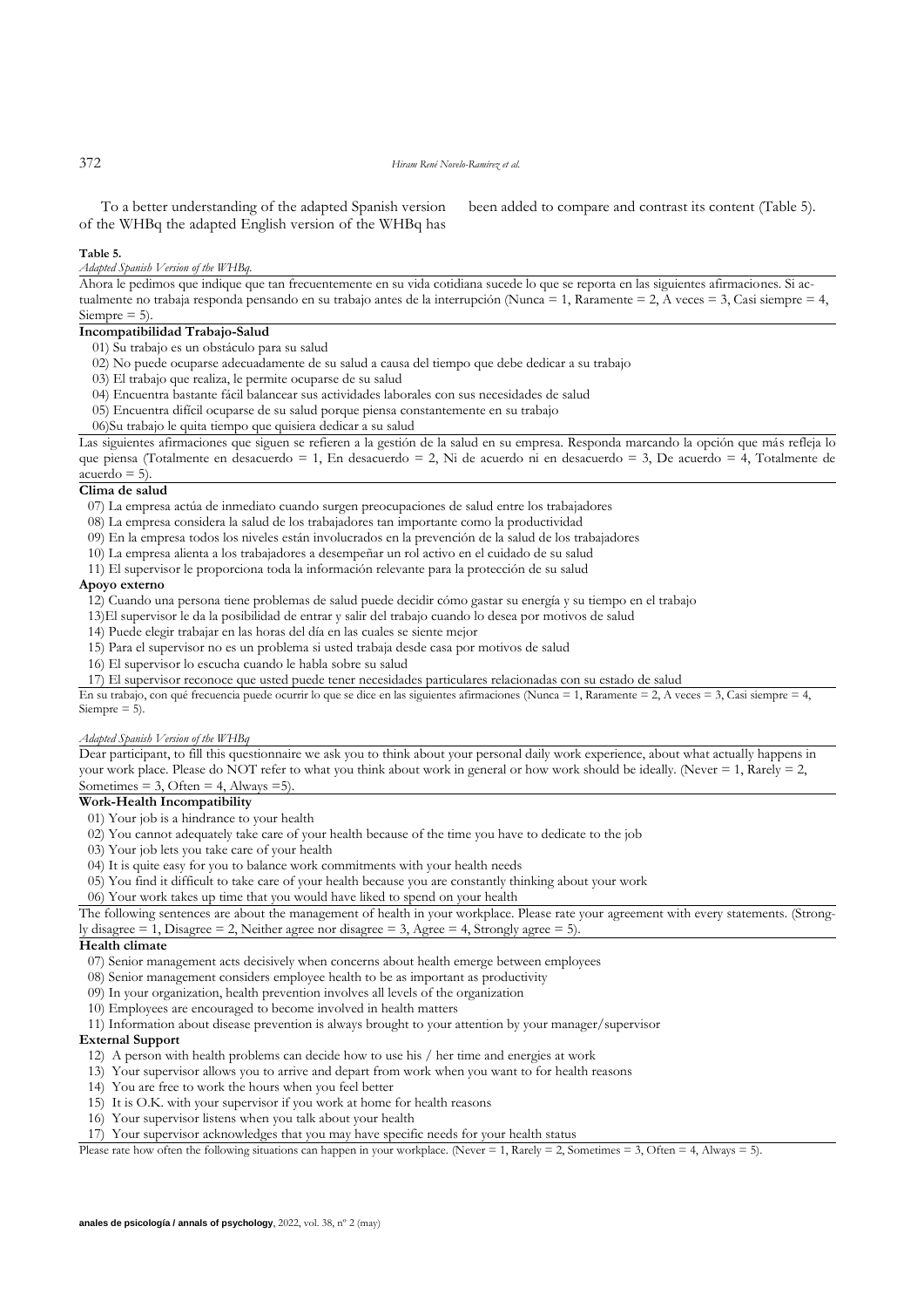To a better understanding of the adapted Spanish version of the WHBq the adapted English version of the WHBq has been added to compare and contrast its content (Table 5).

**Table 5.**
*Adapted Spanish Version of the WHBq.*

Ahora le pedimos que indique que tan frecuentemente en su vida cotidiana sucede lo que se reporta en las siguientes afirmaciones. Si actualmente no trabaja responda pensando en su trabajo antes de la interrupción (Nunca = 1, Raramente = 2, A veces = 3, Casi siempre = 4, Siempre = 5).

**Incompatibilidad Trabajo-Salud**

01) Su trabajo es un obstáculo para su salud
02) No puede ocuparse adecuadamente de su salud a causa del tiempo que debe dedicar a su trabajo
03) El trabajo que realiza, le permite ocuparse de su salud
04) Encuentra bastante fácil balancear sus actividades laborales con sus necesidades de salud
05) Encuentra difícil ocuparse de su salud porque piensa constantemente en su trabajo
06)Su trabajo le quita tiempo que quisiera dedicar a su salud

Las siguientes afirmaciones que siguen se refieren a la gestión de la salud en su empresa. Responda marcando la opción que más refleja lo que piensa (Totalmente en desacuerdo = 1, En desacuerdo = 2, Ni de acuerdo ni en desacuerdo = 3, De acuerdo = 4, Totalmente de acuerdo = 5).

**Clima de salud**

07) La empresa actúa de inmediato cuando surgen preocupaciones de salud entre los trabajadores
08) La empresa considera la salud de los trabajadores tan importante como la productividad
09) En la empresa todos los niveles están involucrados en la prevención de la salud de los trabajadores
10) La empresa alienta a los trabajadores a desempeñar un rol activo en el cuidado de su salud
11) El supervisor le proporciona toda la información relevante para la protección de su salud

**Apoyo externo**

12) Cuando una persona tiene problemas de salud puede decidir cómo gastar su energía y su tiempo en el trabajo
13)El supervisor le da la posibilidad de entrar y salir del trabajo cuando lo desea por motivos de salud
14) Puede elegir trabajar en las horas del día en las cuales se siente mejor
15) Para el supervisor no es un problema si usted trabaja desde casa por motivos de salud
16) El supervisor lo escucha cuando le habla sobre su salud
17) El supervisor reconoce que usted puede tener necesidades particulares relacionadas con su estado de salud

En su trabajo, con qué frecuencia puede ocurrir lo que se dice en las siguientes afirmaciones (Nunca = 1, Raramente = 2, A veces = 3, Casi siempre = 4, Siempre = 5).

*Adapted Spanish Version of the WHBq*

Dear participant, to fill this questionnaire we ask you to think about your personal daily work experience, about what actually happens in your work place. Please do NOT refer to what you think about work in general or how work should be ideally. (Never = 1, Rarely = 2, Sometimes = 3, Often = 4, Always =5).

**Work-Health Incompatibility**

01) Your job is a hindrance to your health
02) You cannot adequately take care of your health because of the time you have to dedicate to the job
03) Your job lets you take care of your health
04) It is quite easy for you to balance work commitments with your health needs
05) You find it difficult to take care of your health because you are constantly thinking about your work
06) Your work takes up time that you would have liked to spend on your health

The following sentences are about the management of health in your workplace. Please rate your agreement with every statements. (Strongly disagree = 1, Disagree = 2, Neither agree nor disagree = 3, Agree = 4, Strongly agree = 5).

**Health climate**

07) Senior management acts decisively when concerns about health emerge between employees
08) Senior management considers employee health to be as important as productivity
09) In your organization, health prevention involves all levels of the organization
10) Employees are encouraged to become involved in health matters
11) Information about disease prevention is always brought to your attention by your manager/supervisor

**External Support**

12) A person with health problems can decide how to use his / her time and energies at work
13) Your supervisor allows you to arrive and depart from work when you want to for health reasons
14) You are free to work the hours when you feel better
15) It is O.K. with your supervisor if you work at home for health reasons
16) Your supervisor listens when you talk about your health
17) Your supervisor acknowledges that you may have specific needs for your health status

Please rate how often the following situations can happen in your workplace. (Never = 1, Rarely = 2, Sometimes = 3, Often = 4, Always = 5).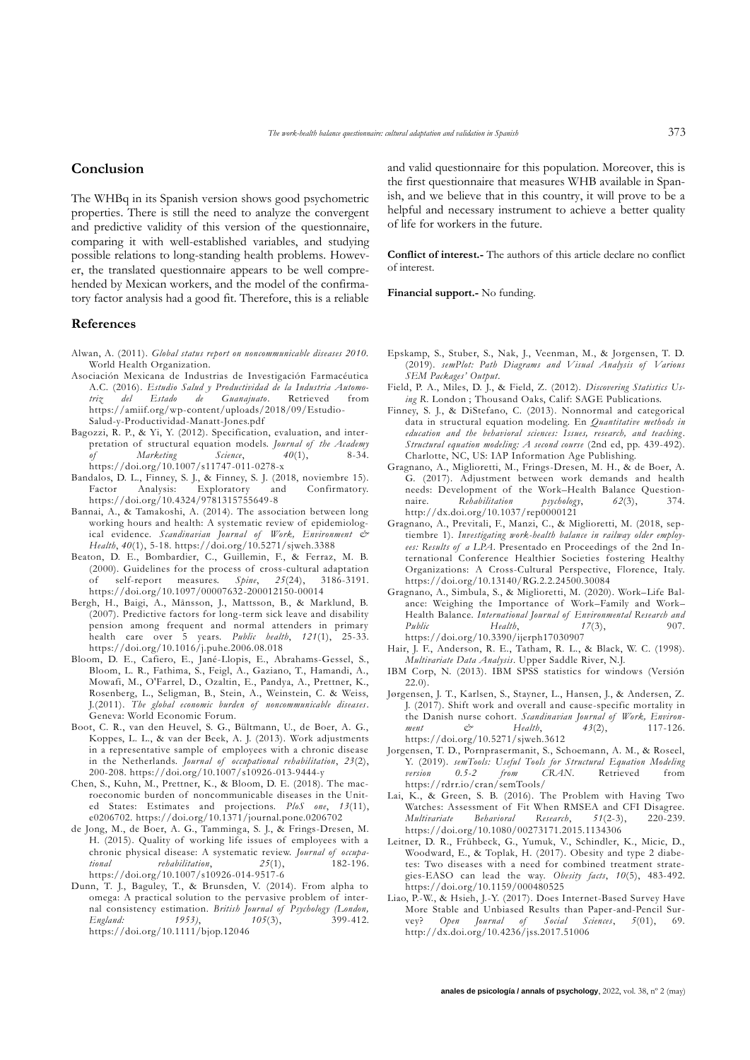## Conclusion

The WHBq in its Spanish version shows good psychometric properties. There is still the need to analyze the convergent and predictive validity of this version of the questionnaire, comparing it with well-established variables, and studying possible relations to long-standing health problems. However, the translated questionnaire appears to be well comprehended by Mexican workers, and the model of the confirmatory factor analysis had a good fit. Therefore, this is a reliable and valid questionnaire for this population. Moreover, this is the first questionnaire that measures WHB available in Spanish, and we believe that in this country, it will prove to be a helpful and necessary instrument to achieve a better quality of life for workers in the future.

**Conflict of interest.-** The authors of this article declare no conflict of interest.

**Financial support.-** No funding.

## References

Alwan, A. (2011). *Global status report on noncommunicable diseases 2010*. World Health Organization.

Asociación Mexicana de Industrias de Investigación Farmacéutica A.C. (2016). *Estudio Salud y Productividad de la Industria Automotriz del Estado de Guanajuato*. Retrieved from https://amiif.org/wp-content/uploads/2018/09/Estudio-Salud-y-Productividad-Manatt-Jones.pdf

Bagozzi, R. P., & Yi, Y. (2012). Specification, evaluation, and interpretation of structural equation models. *Journal of the Academy of Marketing Science*, *40*(1), 8-34. https://doi.org/10.1007/s11747-011-0278-x

Bandalos, D. L., Finney, S. J., & Finney, S. J. (2018, noviembre 15). Factor Analysis: Exploratory and Confirmatory. https://doi.org/10.4324/9781315755649-8

Bannai, A., & Tamakoshi, A. (2014). The association between long working hours and health: A systematic review of epidemiological evidence. *Scandinavian Journal of Work, Environment & Health*, *40*(1), 5-18. https://doi.org/10.5271/sjweh.3388

Beaton, D. E., Bombardier, C., Guillemin, F., & Ferraz, M. B. (2000). Guidelines for the process of cross-cultural adaptation of self-report measures. *Spine*, *25*(24), 3186-3191. https://doi.org/10.1097/00007632-200012150-00014

Bergh, H., Baigi, A., Månsson, J., Mattsson, B., & Marklund, B. (2007). Predictive factors for long-term sick leave and disability pension among frequent and normal attenders in primary health care over 5 years. *Public health*, *121*(1), 25-33. https://doi.org/10.1016/j.puhe.2006.08.018

Bloom, D. E., Cafiero, E., Jané-Llopis, E., Abrahams-Gessel, S., Bloom, L. R., Fathima, S., Feigl, A., Gaziano, T., Hamandi, A., Mowafi, M., O'Farrel, D., Ozaltin, E., Pandya, A., Prettner, K., Rosenberg, L., Seligman, B., Stein, A., Weinstein, C. & Weiss, J.(2011). *The global economic burden of noncommunicable diseases*. Geneva: World Economic Forum.

Boot, C. R., van den Heuvel, S. G., Bültmann, U., de Boer, A. G., Koppes, L. L., & van der Beek, A. J. (2013). Work adjustments in a representative sample of employees with a chronic disease in the Netherlands. *Journal of occupational rehabilitation*, *23*(2), 200-208. https://doi.org/10.1007/s10926-013-9444-y

Chen, S., Kuhn, M., Prettner, K., & Bloom, D. E. (2018). The macroeconomic burden of noncommunicable diseases in the United States: Estimates and projections. *PloS one*, *13*(11), e0206702. https://doi.org/10.1371/journal.pone.0206702

de Jong, M., de Boer, A. G., Tamminga, S. J., & Frings-Dresen, M. H. (2015). Quality of working life issues of employees with a chronic physical disease: A systematic review. *Journal of occupational rehabilitation*, *25*(1), 182-196. https://doi.org/10.1007/s10926-014-9517-6

Dunn, T. J., Baguley, T., & Brunsden, V. (2014). From alpha to omega: A practical solution to the pervasive problem of internal consistency estimation. *British Journal of Psychology (London, England: 1953)*, *105*(3), 399-412. https://doi.org/10.1111/bjop.12046

Epskamp, S., Stuber, S., Nak, J., Veenman, M., & Jorgensen, T. D. (2019). *semPlot: Path Diagrams and Visual Analysis of Various SEM Packages' Output*.

Field, P. A., Miles, D. J., & Field, Z. (2012). *Discovering Statistics Using R*. London ; Thousand Oaks, Calif: SAGE Publications.

Finney, S. J., & DiStefano, C. (2013). Nonnormal and categorical data in structural equation modeling. En *Quantitative methods in education and the behavioral sciences: Issues, research, and teaching. Structural equation modeling: A second course* (2nd ed, pp. 439-492). Charlotte, NC, US: IAP Information Age Publishing.

Gragnano, A., Miglioretti, M., Frings-Dresen, M. H., & de Boer, A. G. (2017). Adjustment between work demands and health needs: Development of the Work–Health Balance Questionnaire. *Rehabilitation psychology*, *62*(3), 374. http://dx.doi.org/10.1037/rep0000121

Gragnano, A., Previtali, F., Manzi, C., & Miglioretti, M. (2018, septiembre 1). *Investigating work-health balance in railway older employees: Results of a LPA*. Presentado en Proceedings of the 2nd International Conference Healthier Societies fostering Healthy Organizations: A Cross-Cultural Perspective, Florence, Italy. https://doi.org/10.13140/RG.2.2.24500.30084

Gragnano, A., Simbula, S., & Miglioretti, M. (2020). Work–Life Balance: Weighing the Importance of Work–Family and Work–Health Balance. *International Journal of Environmental Research and Public Health*, *17*(3), 907. https://doi.org/10.3390/ijerph17030907

Hair, J. F., Anderson, R. E., Tatham, R. L., & Black, W. C. (1998). *Multivariate Data Analysis*. Upper Saddle River, N.J.

IBM Corp, N. (2013). IBM SPSS statistics for windows (Versión 22.0).

Jørgensen, J. T., Karlsen, S., Stayner, L., Hansen, J., & Andersen, Z. J. (2017). Shift work and overall and cause-specific mortality in the Danish nurse cohort. *Scandinavian Journal of Work, Environment & Health*, *43*(2), 117-126. https://doi.org/10.5271/sjweh.3612

Jorgensen, T. D., Pornprasermanit, S., Schoemann, A. M., & Roseel, Y. (2019). *semTools: Useful Tools for Structural Equation Modeling version 0.5-2 from CRAN*. Retrieved from https://rdrr.io/cran/semTools/

Lai, K., & Green, S. B. (2016). The Problem with Having Two Watches: Assessment of Fit When RMSEA and CFI Disagree. *Multivariate Behavioral Research*, *51*(2-3), 220-239. https://doi.org/10.1080/00273171.2015.1134306

Leitner, D. R., Frühbeck, G., Yumuk, V., Schindler, K., Micic, D., Woodward, E., & Toplak, H. (2017). Obesity and type 2 diabetes: Two diseases with a need for combined treatment strategies-EASO can lead the way. *Obesity facts*, *10*(5), 483-492. https://doi.org/10.1159/000480525

Liao, P.-W., & Hsieh, J.-Y. (2017). Does Internet-Based Survey Have More Stable and Unbiased Results than Paper-and-Pencil Survey? *Open Journal of Social Sciences*, *5*(01), 69. http://dx.doi.org/10.4236/jss.2017.51006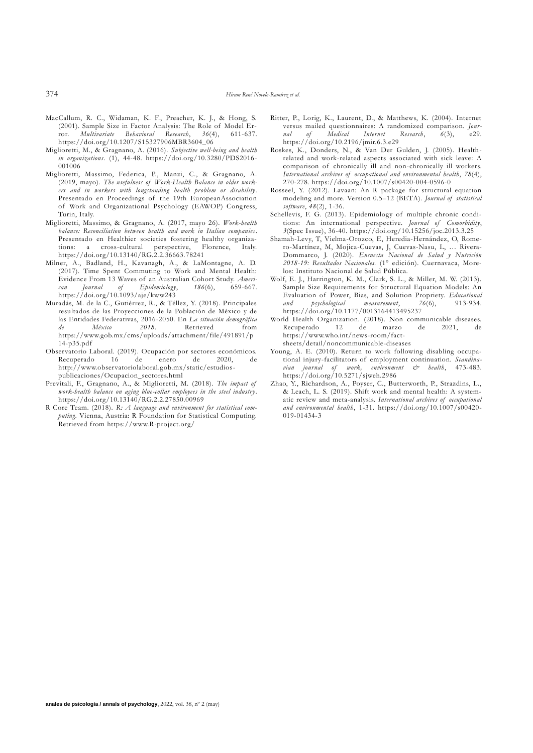MacCallum, R. C., Widaman, K. F., Preacher, K. J., & Hong, S. (2001). Sample Size in Factor Analysis: The Role of Model Error. *Multivariate Behavioral Research*, *36*(4), 611-637. https://doi.org/10.1207/S15327906MBR3604_06

Miglioretti, M., & Gragnano, A. (2016). *Subjective well-being and health in organizations*. (1), 44-48. https://doi.org/10.3280/PDS2016-001006

Miglioretti, Massimo, Federica, P., Manzi, C., & Gragnano, A. (2019, mayo). *The usefulness of Work-Health Balance in older workers and in workers with longstanding health problem or disability*. Presentado en Proceedings of the 19th EuropeanAssociation of Work and Organizational Psychology (EAWOP) Congress, Turin, Italy.

Miglioretti, Massimo, & Gragnano, A. (2017, mayo 26). *Work-health balance: Reconciliation between health and work in Italian companies*. Presentado en Healthier societies fostering healthy organizations: a cross-cultural perspective, Florence, Italy. https://doi.org/10.13140/RG.2.2.36663.78241

Milner, A., Badland, H., Kavanagh, A., & LaMontagne, A. D. (2017). Time Spent Commuting to Work and Mental Health: Evidence From 13 Waves of an Australian Cohort Study. *American Journal of Epidemiology*, *186*(6), 659-667. https://doi.org/10.1093/aje/kww243

Muradás, M. de la C., Gutiérrez, R., & Téllez, Y. (2018). Principales resultados de las Proyecciones de la Población de México y de las Entidades Federativas, 2016-2050. En *La situación demográfica de México 2018*. Retrieved from https://www.gob.mx/cms/uploads/attachment/file/491891/p14-p35.pdf

Observatorio Laboral. (2019). Ocupación por sectores económicos. Recuperado 16 de enero de 2020, de http://www.observatoriolaboral.gob.mx/static/estudios-publicaciones/Ocupacion_sectores.html

Previtali, F., Gragnano, A., & Miglioretti, M. (2018). *The impact of work-health balance on aging blue-collar employees in the steel industry*. https://doi.org/10.13140/RG.2.2.27850.00969

R Core Team. (2018). *R: A language and environment for statistical computing*. Vienna, Austria: R Foundation for Statistical Computing. Retrieved from https://www.R-project.org/

Ritter, P., Lorig, K., Laurent, D., & Matthews, K. (2004). Internet versus mailed questionnaires: A randomized comparison. *Journal of Medical Internet Research*, *6*(3), e29. https://doi.org/10.2196/jmir.6.3.e29

Roskes, K., Donders, N., & Van Der Gulden, J. (2005). Health-related and work-related aspects associated with sick leave: A comparison of chronically ill and non-chronically ill workers. *International archives of occupational and environmental health*, *78*(4), 270-278. https://doi.org/10.1007/s00420-004-0596-0

Rosseel, Y. (2012). Lavaan: An R package for structural equation modeling and more. Version 0.5–12 (BETA). *Journal of statistical software*, *48*(2), 1-36.

Schellevis, F. G. (2013). Epidemiology of multiple chronic conditions: An international perspective. *Journal of Comorbidity*, *3*(Spec Issue), 36-40. https://doi.org/10.15256/joc.2013.3.25

Shamah-Levy, T, Vielma-Orozco, E, Heredia-Hernández, O, Romero-Martínez, M, Mojica-Cuevas, J, Cuevas-Nasu, L, … Rivera-Dommarco, J. (2020). *Encuesta Nacional de Salud y Nutrición 2018-19: Resultados Nacionales.* (1° edición). Cuernavaca, Morelos: Instituto Nacional de Salud Pública.

Wolf, E. J., Harrington, K. M., Clark, S. L., & Miller, M. W. (2013). Sample Size Requirements for Structural Equation Models: An Evaluation of Power, Bias, and Solution Propriety. *Educational and psychological measurement*, *76*(6), 913-934. https://doi.org/10.1177/0013164413495237

World Health Organization. (2018). Non communicable diseases. Recuperado 12 de marzo de 2021, de https://www.who.int/news-room/fact-sheets/detail/noncommunicable-diseases

Young, A. E. (2010). Return to work following disabling occupational injury-facilitators of employment continuation. *Scandinavian journal of work, environment & health*, 473-483. https://doi.org/10.5271/sjweh.2986

Zhao, Y., Richardson, A., Poyser, C., Butterworth, P., Strazdins, L., & Leach, L. S. (2019). Shift work and mental health: A systematic review and meta-analysis. *International archives of occupational and environmental health*, 1-31. https://doi.org/10.1007/s00420-019-01434-3